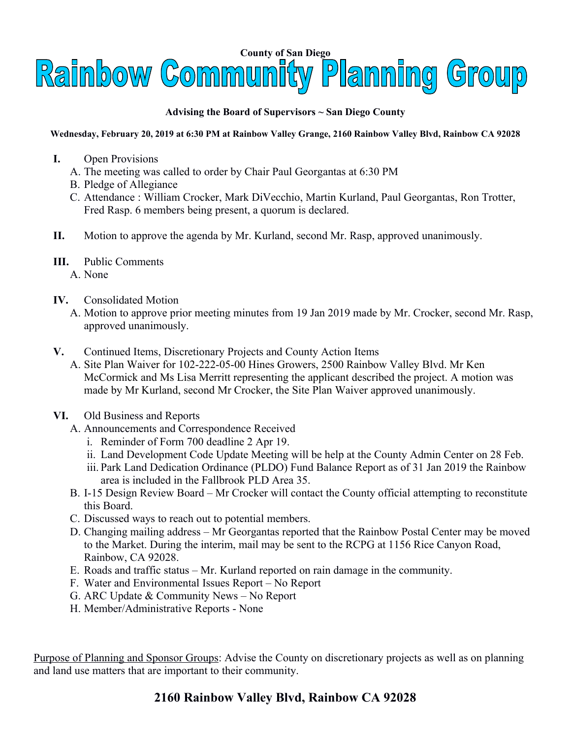**County of San Diego**

# Rainbow Community Planning Group

**Advising the Board of Supervisors ~ San Diego County**

**Wednesday, February 20, 2019 at 6:30 PM at Rainbow Valley Grange, 2160 Rainbow Valley Blvd, Rainbow CA 92028**

**I.** Open Provisions

A. The meeting was called to order by Chair Paul Georgantas at 6:30 PM

B. Pledge of Allegiance

C. Attendance : William Crocker, Mark DiVecchio, Martin Kurland, Paul Georgantas, Ron Trotter, Fred Rasp. 6 members being present, a quorum is declared.

**II.** Motion to approve the agenda by Mr. Kurland, second Mr. Rasp, approved unanimously.

**III.** Public Comments

A. None

**IV.** Consolidated Motion

A. Motion to approve prior meeting minutes from 19 Jan 2019 made by Mr. Crocker, second Mr. Rasp, approved unanimously.

**V.** Continued Items, Discretionary Projects and County Action Items

A. Site Plan Waiver for 102-222-05-00 Hines Growers, 2500 Rainbow Valley Blvd. Mr Ken McCormick and Ms Lisa Merritt representing the applicant described the project. A motion was made by Mr Kurland, second Mr Crocker, the Site Plan Waiver approved unanimously.

**VI.** Old Business and Reports

A. Announcements and Correspondence Received

i. Reminder of Form 700 deadline 2 Apr 19.

ii. Land Development Code Update Meeting will be help at the County Admin Center on 28 Feb.

iii. Park Land Dedication Ordinance (PLDO) Fund Balance Report as of 31 Jan 2019 the Rainbow area is included in the Fallbrook PLD Area 35.

B. I-15 Design Review Board – Mr Crocker will contact the County official attempting to reconstitute this Board.

C. Discussed ways to reach out to potential members.

D. Changing mailing address – Mr Georgantas reported that the Rainbow Postal Center may be moved to the Market. During the interim, mail may be sent to the RCPG at 1156 Rice Canyon Road, Rainbow, CA 92028.

E. Roads and traffic status – Mr. Kurland reported on rain damage in the community.

F. Water and Environmental Issues Report – No Report

G. ARC Update & Community News – No Report

H. Member/Administrative Reports - None

Purpose of Planning and Sponsor Groups: Advise the County on discretionary projects as well as on planning and land use matters that are important to their community.

**2160 Rainbow Valley Blvd, Rainbow CA 92028**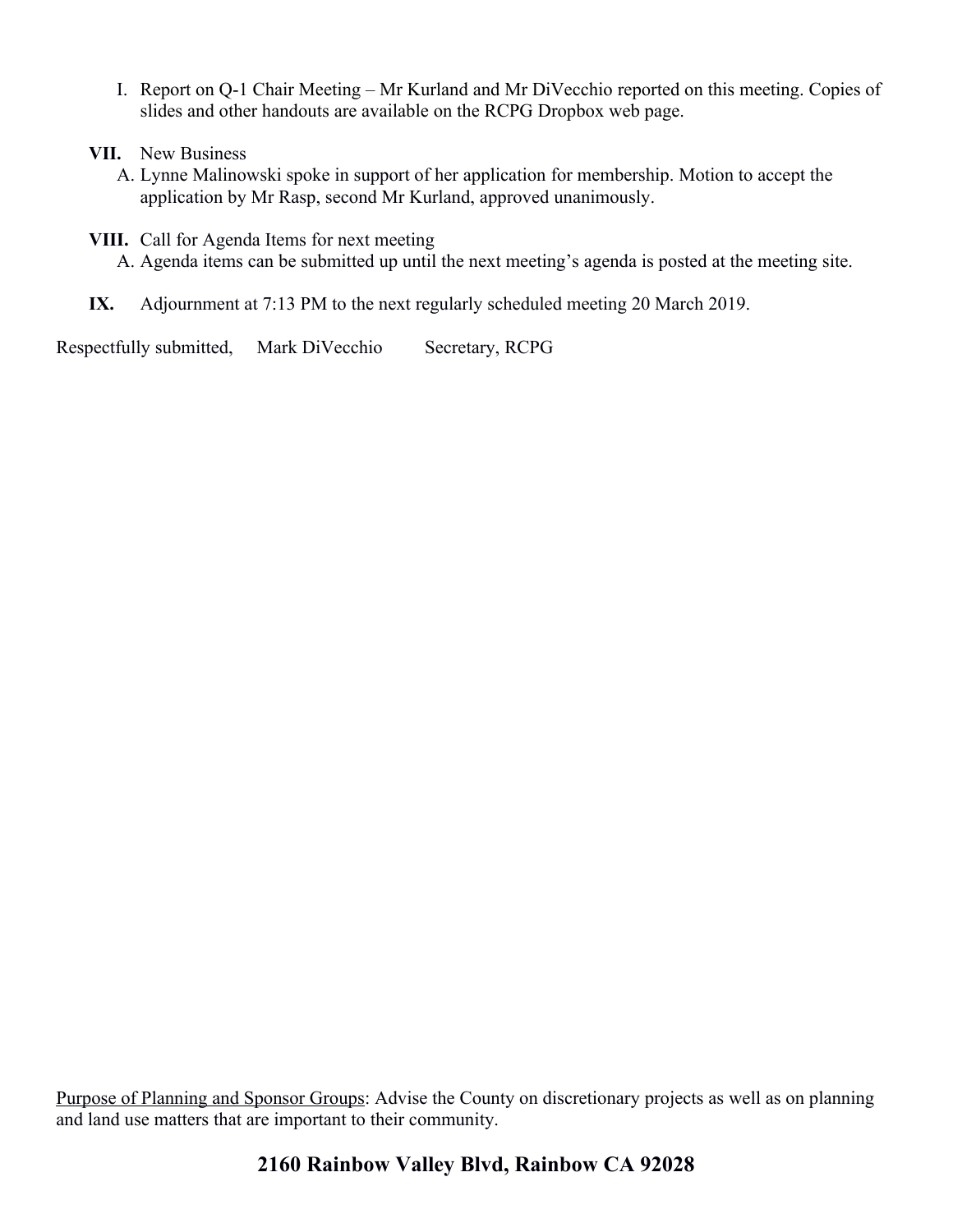I. Report on Q-1 Chair Meeting – Mr Kurland and Mr DiVecchio reported on this meeting. Copies of slides and other handouts are available on the RCPG Dropbox web page.

**VII.** New Business

A. Lynne Malinowski spoke in support of her application for membership. Motion to accept the application by Mr Rasp, second Mr Kurland, approved unanimously.

**VIII.** Call for Agenda Items for next meeting

A. Agenda items can be submitted up until the next meeting's agenda is posted at the meeting site.

**IX.** Adjournment at 7:13 PM to the next regularly scheduled meeting 20 March 2019.

Respectfully submitted, Mark DiVecchio Secretary, RCPG

Purpose of Planning and Sponsor Groups: Advise the County on discretionary projects as well as on planning and land use matters that are important to their community.

**2160 Rainbow Valley Blvd, Rainbow CA 92028**